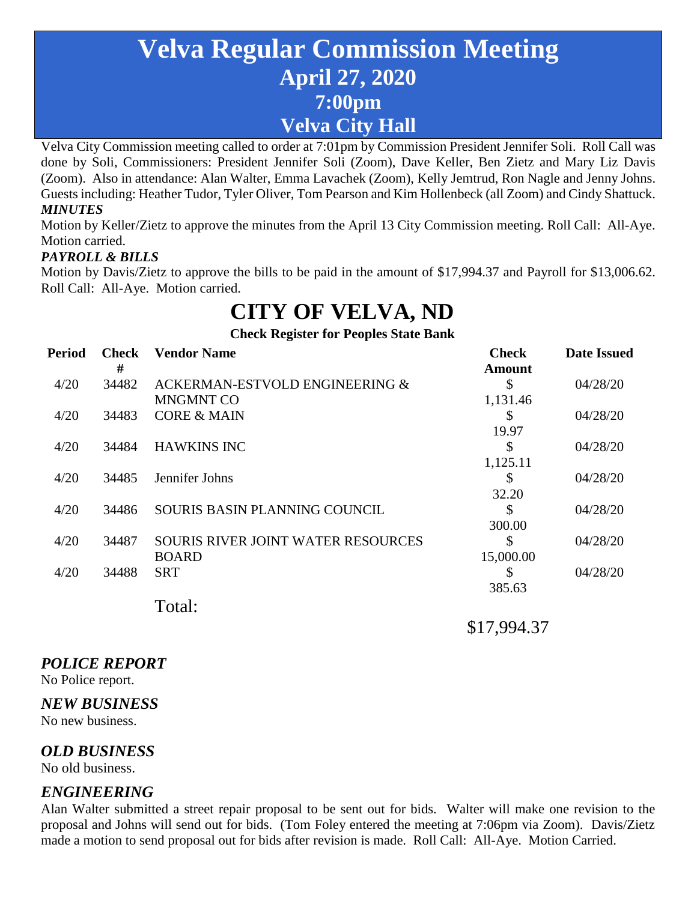# Velva Regular Commission Meeting
## April 27, 2020
## 7:00pm
## Velva City Hall

Velva City Commission meeting called to order at 7:01pm by Commission President Jennifer Soli. Roll Call was done by Soli, Commissioners: President Jennifer Soli (Zoom), Dave Keller, Ben Zietz and Mary Liz Davis (Zoom). Also in attendance: Alan Walter, Emma Lavachek (Zoom), Kelly Jemtrud, Ron Nagle and Jenny Johns. Guests including: Heather Tudor, Tyler Oliver, Tom Pearson and Kim Hollenbeck (all Zoom) and Cindy Shattuck.

***MINUTES***

Motion by Keller/Zietz to approve the minutes from the April 13 City Commission meeting. Roll Call: All-Aye. Motion carried.

***PAYROLL & BILLS***

Motion by Davis/Zietz to approve the bills to be paid in the amount of $17,994.37 and Payroll for $13,006.62. Roll Call: All-Aye. Motion carried.

# CITY OF VELVA, ND

**Check Register for Peoples State Bank**

| Period | Check # | Vendor Name | Check Amount | Date Issued |
|---|---|---|---|---|
| 4/20 | 34482 | ACKERMAN-ESTVOLD ENGINEERING & MNGMNT CO | $ 1,131.46 | 04/28/20 |
| 4/20 | 34483 | CORE & MAIN | $ 19.97 | 04/28/20 |
| 4/20 | 34484 | HAWKINS INC | $ 1,125.11 | 04/28/20 |
| 4/20 | 34485 | Jennifer Johns | $ 32.20 | 04/28/20 |
| 4/20 | 34486 | SOURIS BASIN PLANNING COUNCIL | $ 300.00 | 04/28/20 |
| 4/20 | 34487 | SOURIS RIVER JOINT WATER RESOURCES BOARD | $ 15,000.00 | 04/28/20 |
| 4/20 | 34488 | SRT | $ 385.63 | 04/28/20 |
| | | Total: | $17,994.37 | |

## *POLICE REPORT*

No Police report.

## *NEW BUSINESS*

No new business.

## *OLD BUSINESS*

No old business.

## *ENGINEERING*

Alan Walter submitted a street repair proposal to be sent out for bids. Walter will make one revision to the proposal and Johns will send out for bids. (Tom Foley entered the meeting at 7:06pm via Zoom). Davis/Zietz made a motion to send proposal out for bids after revision is made. Roll Call: All-Aye. Motion Carried.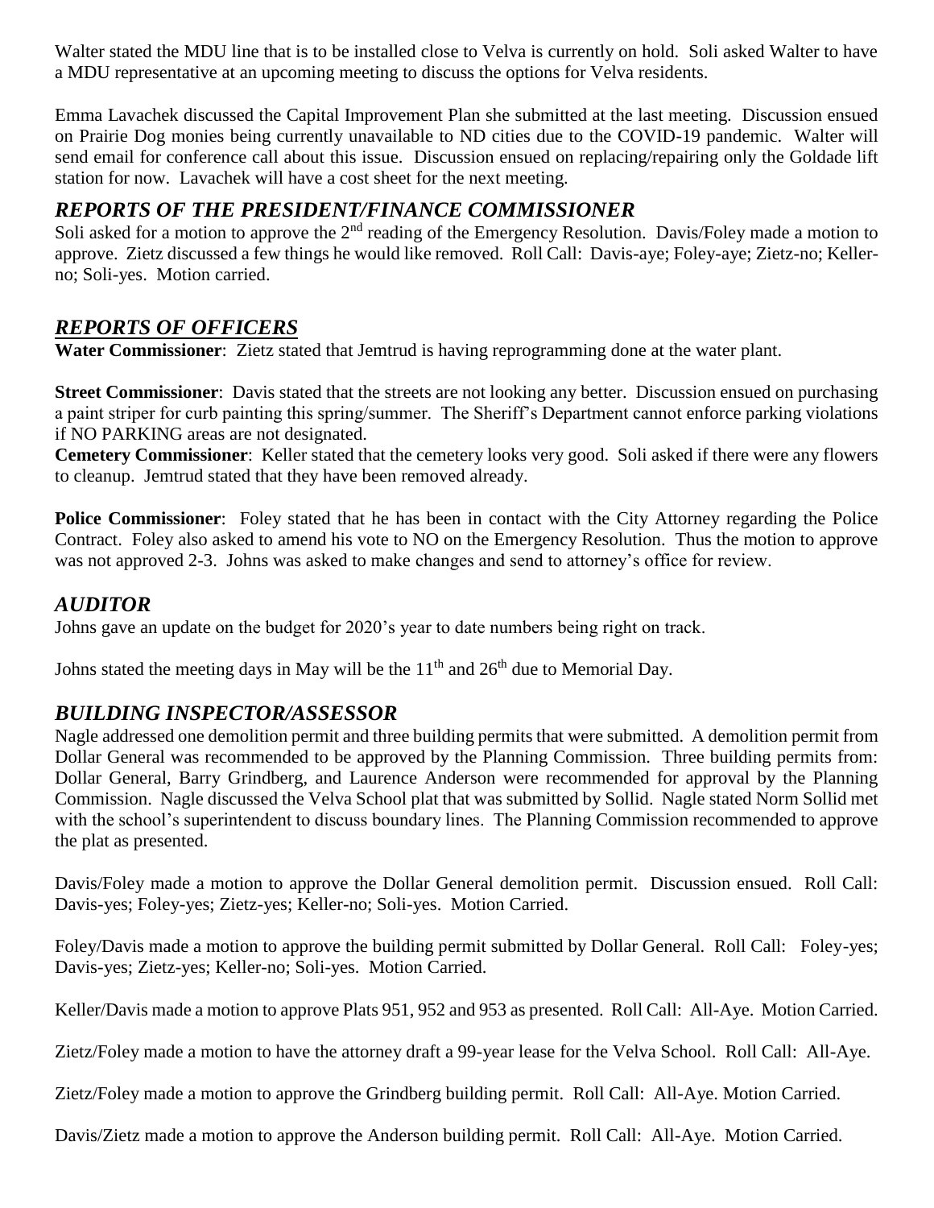Walter stated the MDU line that is to be installed close to Velva is currently on hold. Soli asked Walter to have a MDU representative at an upcoming meeting to discuss the options for Velva residents.

Emma Lavachek discussed the Capital Improvement Plan she submitted at the last meeting. Discussion ensued on Prairie Dog monies being currently unavailable to ND cities due to the COVID-19 pandemic. Walter will send email for conference call about this issue. Discussion ensued on replacing/repairing only the Goldade lift station for now. Lavachek will have a cost sheet for the next meeting.

## *REPORTS OF THE PRESIDENT/FINANCE COMMISSIONER*

Soli asked for a motion to approve the 2nd reading of the Emergency Resolution. Davis/Foley made a motion to approve. Zietz discussed a few things he would like removed. Roll Call: Davis-aye; Foley-aye; Zietz-no; Keller-no; Soli-yes. Motion carried.

## *REPORTS OF OFFICERS*

**Water Commissioner**: Zietz stated that Jemtrud is having reprogramming done at the water plant.

**Street Commissioner**: Davis stated that the streets are not looking any better. Discussion ensued on purchasing a paint striper for curb painting this spring/summer. The Sheriff's Department cannot enforce parking violations if NO PARKING areas are not designated.

**Cemetery Commissioner**: Keller stated that the cemetery looks very good. Soli asked if there were any flowers to cleanup. Jemtrud stated that they have been removed already.

**Police Commissioner**: Foley stated that he has been in contact with the City Attorney regarding the Police Contract. Foley also asked to amend his vote to NO on the Emergency Resolution. Thus the motion to approve was not approved 2-3. Johns was asked to make changes and send to attorney's office for review.

## *AUDITOR*

Johns gave an update on the budget for 2020's year to date numbers being right on track.

Johns stated the meeting days in May will be the 11th and 26th due to Memorial Day.

## *BUILDING INSPECTOR/ASSESSOR*

Nagle addressed one demolition permit and three building permits that were submitted. A demolition permit from Dollar General was recommended to be approved by the Planning Commission. Three building permits from: Dollar General, Barry Grindberg, and Laurence Anderson were recommended for approval by the Planning Commission. Nagle discussed the Velva School plat that was submitted by Sollid. Nagle stated Norm Sollid met with the school's superintendent to discuss boundary lines. The Planning Commission recommended to approve the plat as presented.

Davis/Foley made a motion to approve the Dollar General demolition permit. Discussion ensued. Roll Call: Davis-yes; Foley-yes; Zietz-yes; Keller-no; Soli-yes. Motion Carried.

Foley/Davis made a motion to approve the building permit submitted by Dollar General. Roll Call: Foley-yes; Davis-yes; Zietz-yes; Keller-no; Soli-yes. Motion Carried.

Keller/Davis made a motion to approve Plats 951, 952 and 953 as presented. Roll Call: All-Aye. Motion Carried.

Zietz/Foley made a motion to have the attorney draft a 99-year lease for the Velva School. Roll Call: All-Aye.

Zietz/Foley made a motion to approve the Grindberg building permit. Roll Call: All-Aye. Motion Carried.

Davis/Zietz made a motion to approve the Anderson building permit. Roll Call: All-Aye. Motion Carried.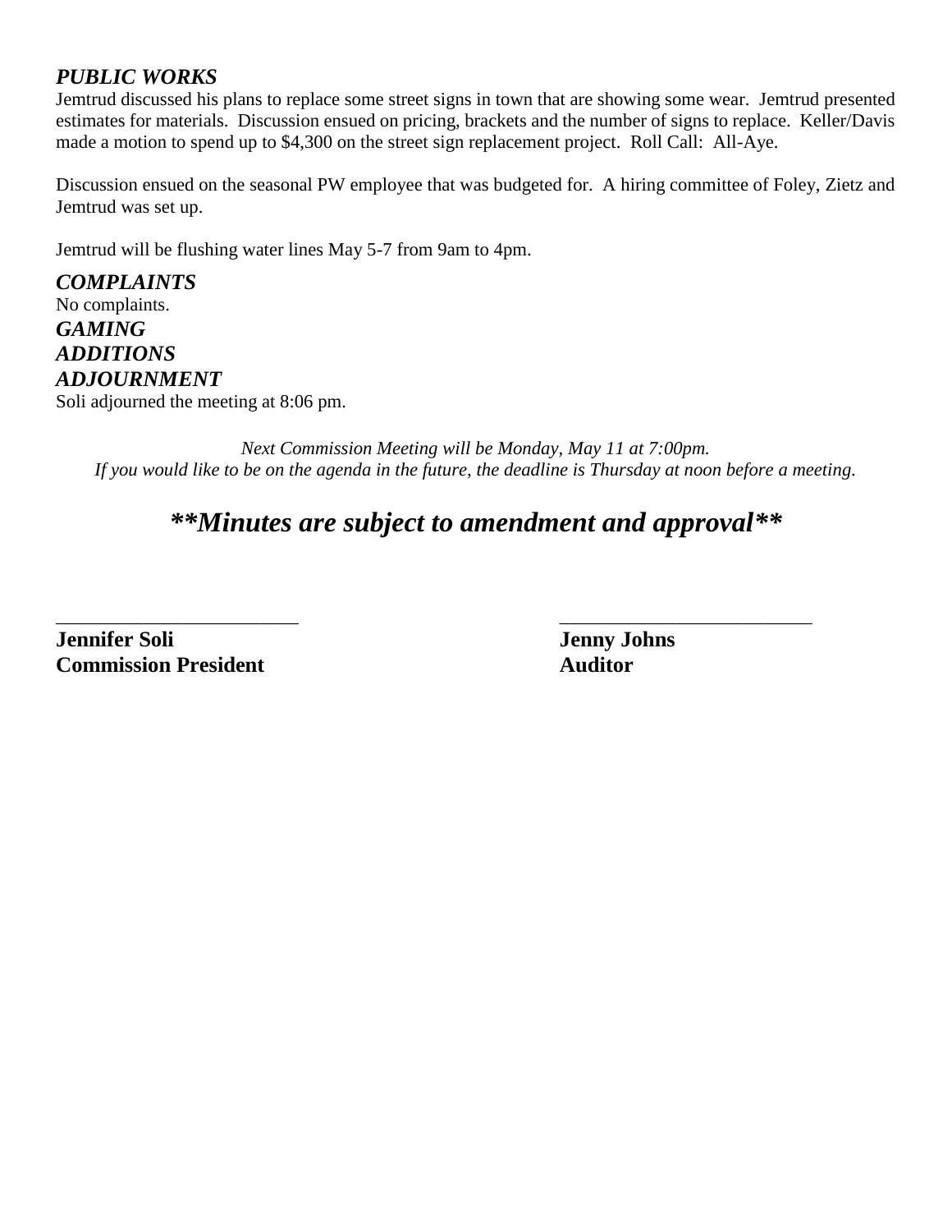### *PUBLIC WORKS*

Jemtrud discussed his plans to replace some street signs in town that are showing some wear. Jemtrud presented estimates for materials. Discussion ensued on pricing, brackets and the number of signs to replace. Keller/Davis made a motion to spend up to $4,300 on the street sign replacement project. Roll Call: All-Aye.

Discussion ensued on the seasonal PW employee that was budgeted for. A hiring committee of Foley, Zietz and Jemtrud was set up.

Jemtrud will be flushing water lines May 5-7 from 9am to 4pm.

### *COMPLAINTS*

No complaints.

### *GAMING*

### *ADDITIONS*

### *ADJOURNMENT*

Soli adjourned the meeting at 8:06 pm.

*Next Commission Meeting will be Monday, May 11 at 7:00pm.*
*If you would like to be on the agenda in the future, the deadline is Thursday at noon before a meeting.*

## ***\*\*Minutes are subject to amendment and approval\*\****

________________________
**Jennifer Soli**
**Commission President**

________________________
**Jenny Johns**
**Auditor**